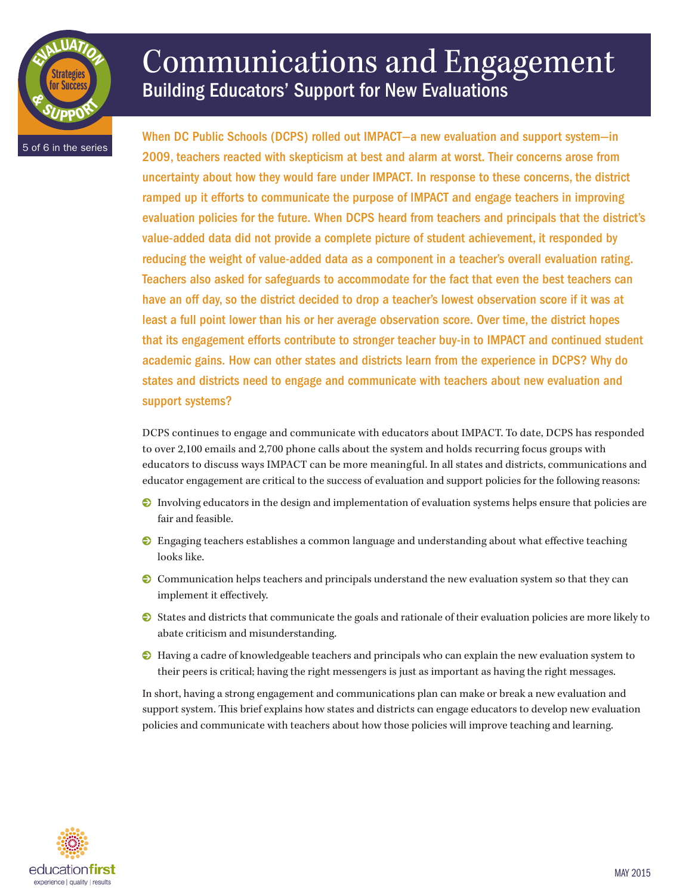# Communications and Engagement

## Building Educators' Support for New Evaluations

**When DC Public Schools (DCPS) rolled out IMPACT—a new evaluation and support system—in 2009, teachers reacted with skepticism at best and alarm at worst. Their concerns arose from uncertainty about how they would fare under IMPACT. In response to these concerns, the district ramped up it efforts to communicate the purpose of IMPACT and engage teachers in improving evaluation policies for the future. When DCPS heard from teachers and principals that the district's value-added data did not provide a complete picture of student achievement, it responded by reducing the weight of value-added data as a component in a teacher's overall evaluation rating. Teachers also asked for safeguards to accommodate for the fact that even the best teachers can have an off day, so the district decided to drop a teacher's lowest observation score if it was at least a full point lower than his or her average observation score. Over time, the district hopes that its engagement efforts contribute to stronger teacher buy-in to IMPACT and continued student academic gains. How can other states and districts learn from the experience in DCPS? Why do states and districts need to engage and communicate with teachers about new evaluation and support systems?**

DCPS continues to engage and communicate with educators about IMPACT. To date, DCPS has responded to over 2,100 emails and 2,700 phone calls about the system and holds recurring focus groups with educators to discuss ways IMPACT can be more meaningful. In all states and districts, communications and educator engagement are critical to the success of evaluation and support policies for the following reasons:

- Involving educators in the design and implementation of evaluation systems helps ensure that policies are fair and feasible.
- Engaging teachers establishes a common language and understanding about what effective teaching looks like.
- Communication helps teachers and principals understand the new evaluation system so that they can implement it effectively.
- States and districts that communicate the goals and rationale of their evaluation policies are more likely to abate criticism and misunderstanding.
- Having a cadre of knowledgeable teachers and principals who can explain the new evaluation system to their peers is critical; having the right messengers is just as important as having the right messages.

In short, having a strong engagement and communications plan can make or break a new evaluation and support system. This brief explains how states and districts can engage educators to develop new evaluation policies and communicate with teachers about how those policies will improve teaching and learning.

MAY 2015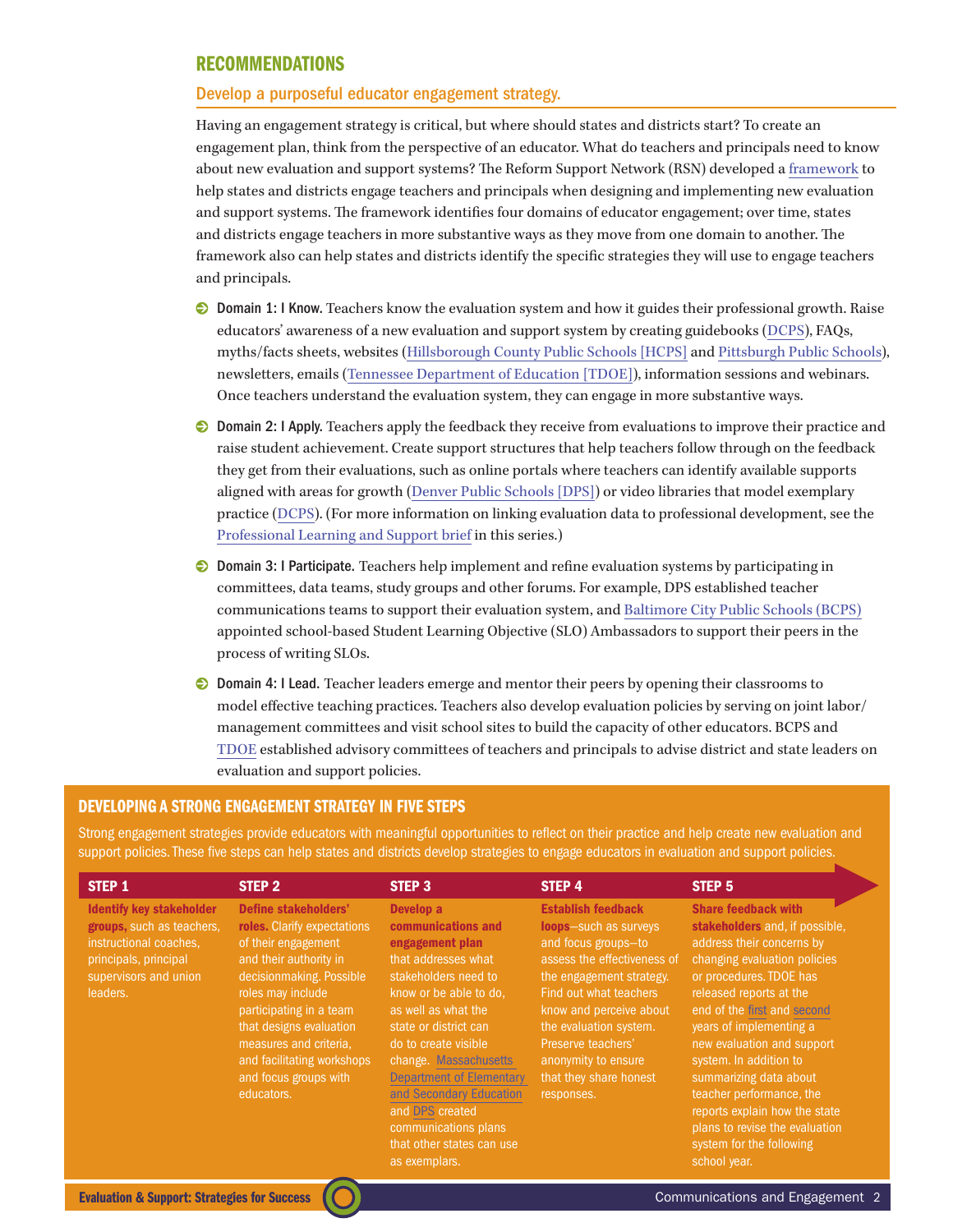## RECOMMENDATIONS

### Develop a purposeful educator engagement strategy.

Having an engagement strategy is critical, but where should states and districts start? To create an engagement plan, think from the perspective of an educator. What do teachers and principals need to know about new evaluation and support systems? The Reform Support Network (RSN) developed a framework to help states and districts engage teachers and principals when designing and implementing new evaluation and support systems. The framework identifies four domains of educator engagement; over time, states and districts engage teachers in more substantive ways as they move from one domain to another. The framework also can help states and districts identify the specific strategies they will use to engage teachers and principals.

- **Domain 1: I Know.** Teachers know the evaluation system and how it guides their professional growth. Raise educators' awareness of a new evaluation and support system by creating guidebooks (DCPS), FAQs, myths/facts sheets, websites (Hillsborough County Public Schools [HCPS] and Pittsburgh Public Schools), newsletters, emails (Tennessee Department of Education [TDOE]), information sessions and webinars. Once teachers understand the evaluation system, they can engage in more substantive ways.
- **Domain 2: I Apply.** Teachers apply the feedback they receive from evaluations to improve their practice and raise student achievement. Create support structures that help teachers follow through on the feedback they get from their evaluations, such as online portals where teachers can identify available supports aligned with areas for growth (Denver Public Schools [DPS]) or video libraries that model exemplary practice (DCPS). (For more information on linking evaluation data to professional development, see the Professional Learning and Support brief in this series.)
- **Domain 3: I Participate.** Teachers help implement and refine evaluation systems by participating in committees, data teams, study groups and other forums. For example, DPS established teacher communications teams to support their evaluation system, and Baltimore City Public Schools (BCPS) appointed school-based Student Learning Objective (SLO) Ambassadors to support their peers in the process of writing SLOs.
- **Domain 4: I Lead.** Teacher leaders emerge and mentor their peers by opening their classrooms to model effective teaching practices. Teachers also develop evaluation policies by serving on joint labor/management committees and visit school sites to build the capacity of other educators. BCPS and TDOE established advisory committees of teachers and principals to advise district and state leaders on evaluation and support policies.

### DEVELOPING A STRONG ENGAGEMENT STRATEGY IN FIVE STEPS

Strong engagement strategies provide educators with meaningful opportunities to reflect on their practice and help create new evaluation and support policies. These five steps can help states and districts develop strategies to engage educators in evaluation and support policies.

| STEP 1 | STEP 2 | STEP 3 | STEP 4 | STEP 5 |
|---|---|---|---|---|
| **Identify key stakeholder groups,** such as teachers, instructional coaches, principals, principal supervisors and union leaders. | **Define stakeholders' roles.** Clarify expectations of their engagement and their authority in decisionmaking. Possible roles may include participating in a team that designs evaluation measures and criteria, and facilitating workshops and focus groups with educators. | **Develop a communications and engagement plan** that addresses what stakeholders need to know or be able to do, as well as what the state or district can do to create visible change. Massachusetts Department of Elementary and Secondary Education and DPS created communications plans that other states can use as exemplars. | **Establish feedback loops**—such as surveys and focus groups—to assess the effectiveness of the engagement strategy. Find out what teachers know and perceive about the evaluation system. Preserve teachers' anonymity to ensure that they share honest responses. | **Share feedback with stakeholders** and, if possible, address their concerns by changing evaluation policies or procedures. TDOE has released reports at the end of the first and second years of implementing a new evaluation and support system. In addition to summarizing data about teacher performance, the reports explain how the state plans to revise the evaluation system for the following school year. |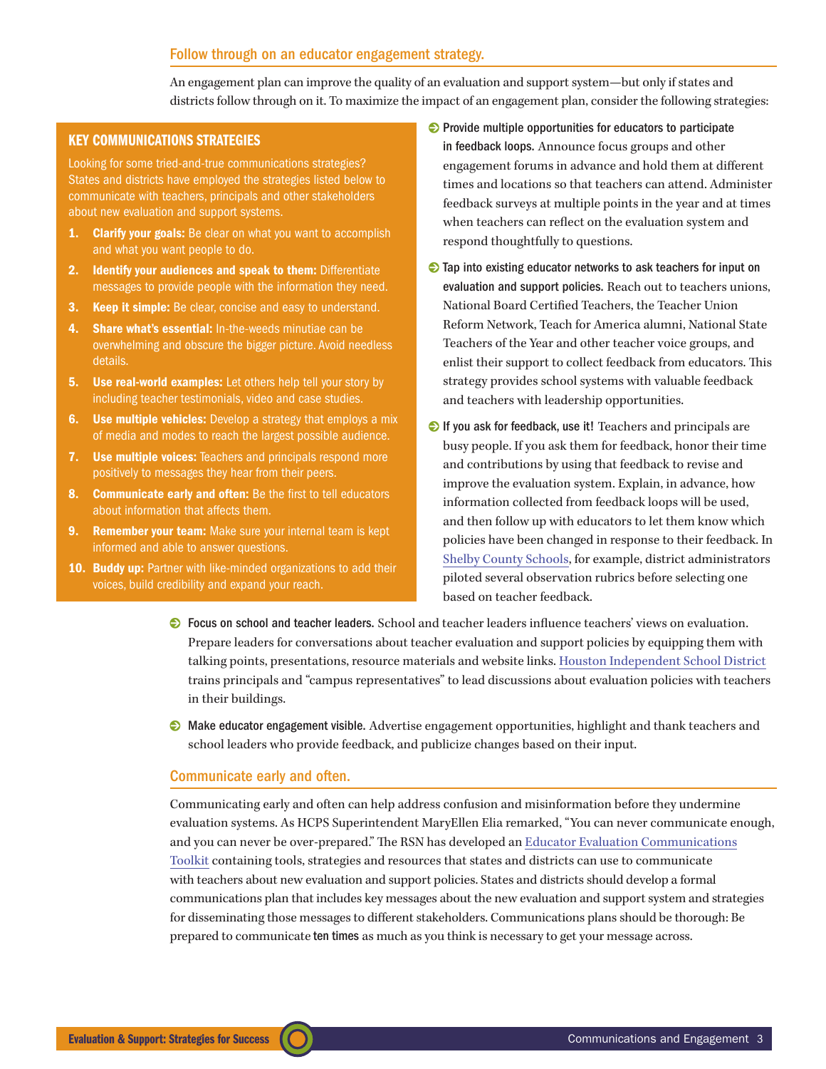## Follow through on an educator engagement strategy.

An engagement plan can improve the quality of an evaluation and support system—but only if states and districts follow through on it. To maximize the impact of an engagement plan, consider the following strategies:

### KEY COMMUNICATIONS STRATEGIES

Looking for some tried-and-true communications strategies? States and districts have employed the strategies listed below to communicate with teachers, principals and other stakeholders about new evaluation and support systems.

1. **Clarify your goals:** Be clear on what you want to accomplish and what you want people to do.
2. **Identify your audiences and speak to them:** Differentiate messages to provide people with the information they need.
3. **Keep it simple:** Be clear, concise and easy to understand.
4. **Share what's essential:** In-the-weeds minutiae can be overwhelming and obscure the bigger picture. Avoid needless details.
5. **Use real-world examples:** Let others help tell your story by including teacher testimonials, video and case studies.
6. **Use multiple vehicles:** Develop a strategy that employs a mix of media and modes to reach the largest possible audience.
7. **Use multiple voices:** Teachers and principals respond more positively to messages they hear from their peers.
8. **Communicate early and often:** Be the first to tell educators about information that affects them.
9. **Remember your team:** Make sure your internal team is kept informed and able to answer questions.
10. **Buddy up:** Partner with like-minded organizations to add their voices, build credibility and expand your reach.

- **Provide multiple opportunities for educators to participate in feedback loops.** Announce focus groups and other engagement forums in advance and hold them at different times and locations so that teachers can attend. Administer feedback surveys at multiple points in the year and at times when teachers can reflect on the evaluation system and respond thoughtfully to questions.
- **Tap into existing educator networks to ask teachers for input on evaluation and support policies.** Reach out to teachers unions, National Board Certified Teachers, the Teacher Union Reform Network, Teach for America alumni, National State Teachers of the Year and other teacher voice groups, and enlist their support to collect feedback from educators. This strategy provides school systems with valuable feedback and teachers with leadership opportunities.
- **If you ask for feedback, use it!** Teachers and principals are busy people. If you ask them for feedback, honor their time and contributions by using that feedback to revise and improve the evaluation system. Explain, in advance, how information collected from feedback loops will be used, and then follow up with educators to let them know which policies have been changed in response to their feedback. In Shelby County Schools, for example, district administrators piloted several observation rubrics before selecting one based on teacher feedback.
- **Focus on school and teacher leaders.** School and teacher leaders influence teachers' views on evaluation. Prepare leaders for conversations about teacher evaluation and support policies by equipping them with talking points, presentations, resource materials and website links. Houston Independent School District trains principals and "campus representatives" to lead discussions about evaluation policies with teachers in their buildings.
- **Make educator engagement visible.** Advertise engagement opportunities, highlight and thank teachers and school leaders who provide feedback, and publicize changes based on their input.

## Communicate early and often.

Communicating early and often can help address confusion and misinformation before they undermine evaluation systems. As HCPS Superintendent MaryEllen Elia remarked, "You can never communicate enough, and you can never be over-prepared." The RSN has developed an Educator Evaluation Communications Toolkit containing tools, strategies and resources that states and districts can use to communicate with teachers about new evaluation and support policies. States and districts should develop a formal communications plan that includes key messages about the new evaluation and support system and strategies for disseminating those messages to different stakeholders. Communications plans should be thorough: Be prepared to communicate **ten times** as much as you think is necessary to get your message across.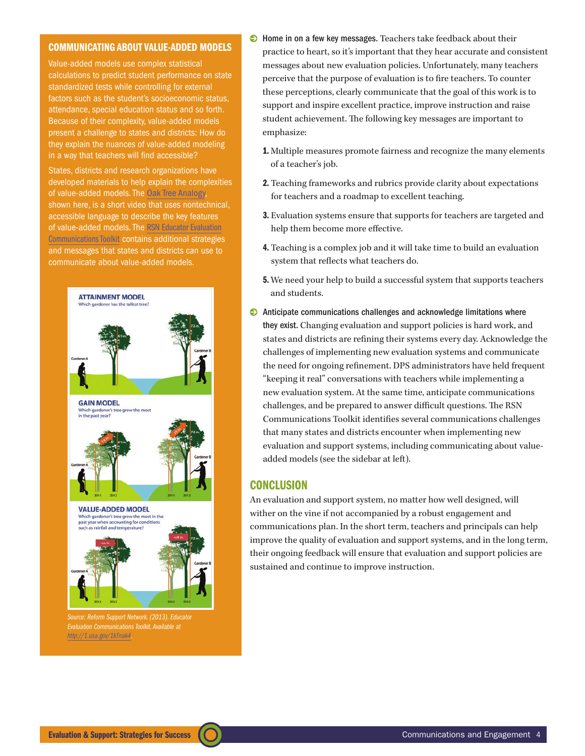## COMMUNICATING ABOUT VALUE-ADDED MODELS

Value-added models use complex statistical calculations to predict student performance on state standardized tests while controlling for external factors such as the student's socioeconomic status, attendance, special education status and so forth. Because of their complexity, value-added models present a challenge to states and districts: How do they explain the nuances of value-added modeling in a way that teachers will find accessible?

States, districts and research organizations have developed materials to help explain the complexities of value-added models. The Oak Tree Analogy, shown here, is a short video that uses nontechnical, accessible language to describe the key features of value-added models. The RSN Educator Evaluation Communications Toolkit contains additional strategies and messages that states and districts can use to communicate about value-added models.

ATTAINMENT MODEL
Which gardener has the tallest tree?

61 in.
72 in.
Gardener A
Gardener B

GAIN MODEL
Which gardener's tree grew the most in the past year?

14 in.
20 in.
47 in.
61 in.
52 in.
72 in.
Gardener A
Gardener B
2011 2012
2011 2012

VALUE-ADDED MODEL
Which gardener's tree grew the most in the past year when accounting for conditions such as rainfall and temperature?

+33 in.
+18 in.
47 in.
61 in.
52 in.
72 in.
Gardener A
Gardener B
2011 2012
2011 2012

*Source: Reform Support Network. (2013). Educator Evaluation Communications Toolkit. Available at http://1.usa.gov/1kTnak4.*

- **Home in on a few key messages.** Teachers take feedback about their practice to heart, so it's important that they hear accurate and consistent messages about new evaluation policies. Unfortunately, many teachers perceive that the purpose of evaluation is to fire teachers. To counter these perceptions, clearly communicate that the goal of this work is to support and inspire excellent practice, improve instruction and raise student achievement. The following key messages are important to emphasize:

  1. Multiple measures promote fairness and recognize the many elements of a teacher's job.
  2. Teaching frameworks and rubrics provide clarity about expectations for teachers and a roadmap to excellent teaching.
  3. Evaluation systems ensure that supports for teachers are targeted and help them become more effective.
  4. Teaching is a complex job and it will take time to build an evaluation system that reflects what teachers do.
  5. We need your help to build a successful system that supports teachers and students.

- **Anticipate communications challenges and acknowledge limitations where they exist.** Changing evaluation and support policies is hard work, and states and districts are refining their systems every day. Acknowledge the challenges of implementing new evaluation systems and communicate the need for ongoing refinement. DPS administrators have held frequent "keeping it real" conversations with teachers while implementing a new evaluation system. At the same time, anticipate communications challenges, and be prepared to answer difficult questions. The RSN Communications Toolkit identifies several communications challenges that many states and districts encounter when implementing new evaluation and support systems, including communicating about value-added models (see the sidebar at left).

## CONCLUSION

An evaluation and support system, no matter how well designed, will wither on the vine if not accompanied by a robust engagement and communications plan. In the short term, teachers and principals can help improve the quality of evaluation and support systems, and in the long term, their ongoing feedback will ensure that evaluation and support policies are sustained and continue to improve instruction.